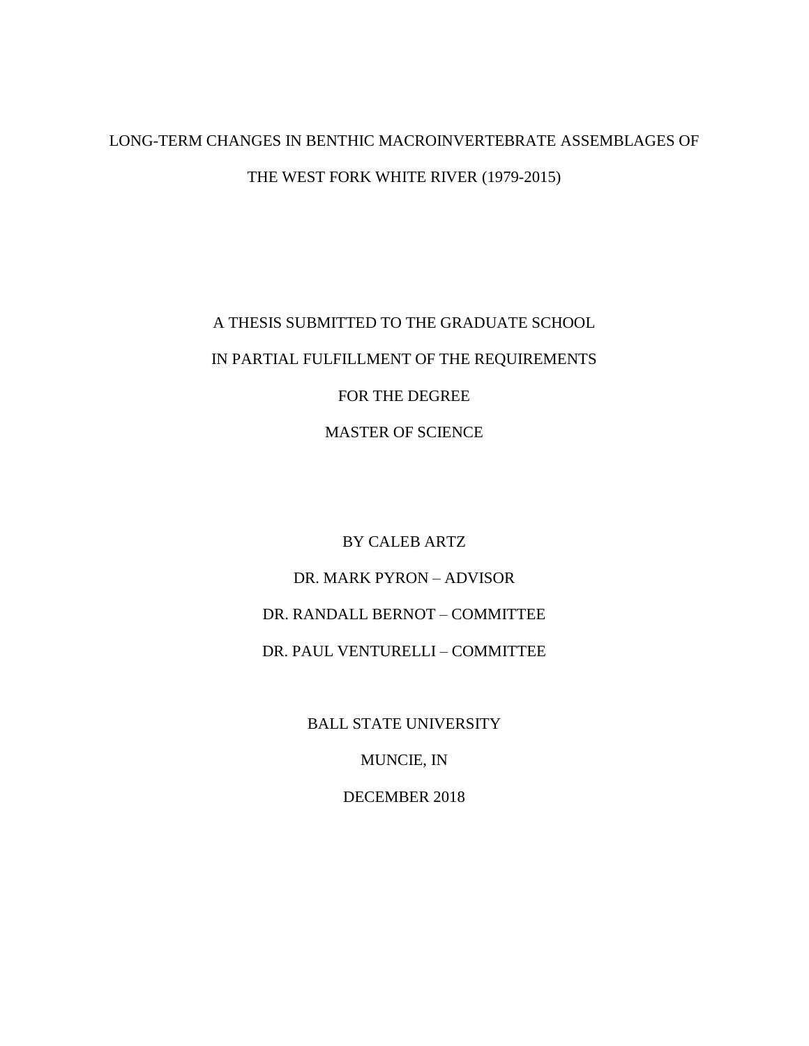# LONG-TERM CHANGES IN BENTHIC MACROINVERTEBRATE ASSEMBLAGES OF THE WEST FORK WHITE RIVER (1979-2015)

A THESIS SUBMITTED TO THE GRADUATE SCHOOL

IN PARTIAL FULFILLMENT OF THE REQUIREMENTS

FOR THE DEGREE

MASTER OF SCIENCE

BY CALEB ARTZ

DR. MARK PYRON – ADVISOR

DR. RANDALL BERNOT – COMMITTEE

DR. PAUL VENTURELLI – COMMITTEE

BALL STATE UNIVERSITY

MUNCIE, IN

DECEMBER 2018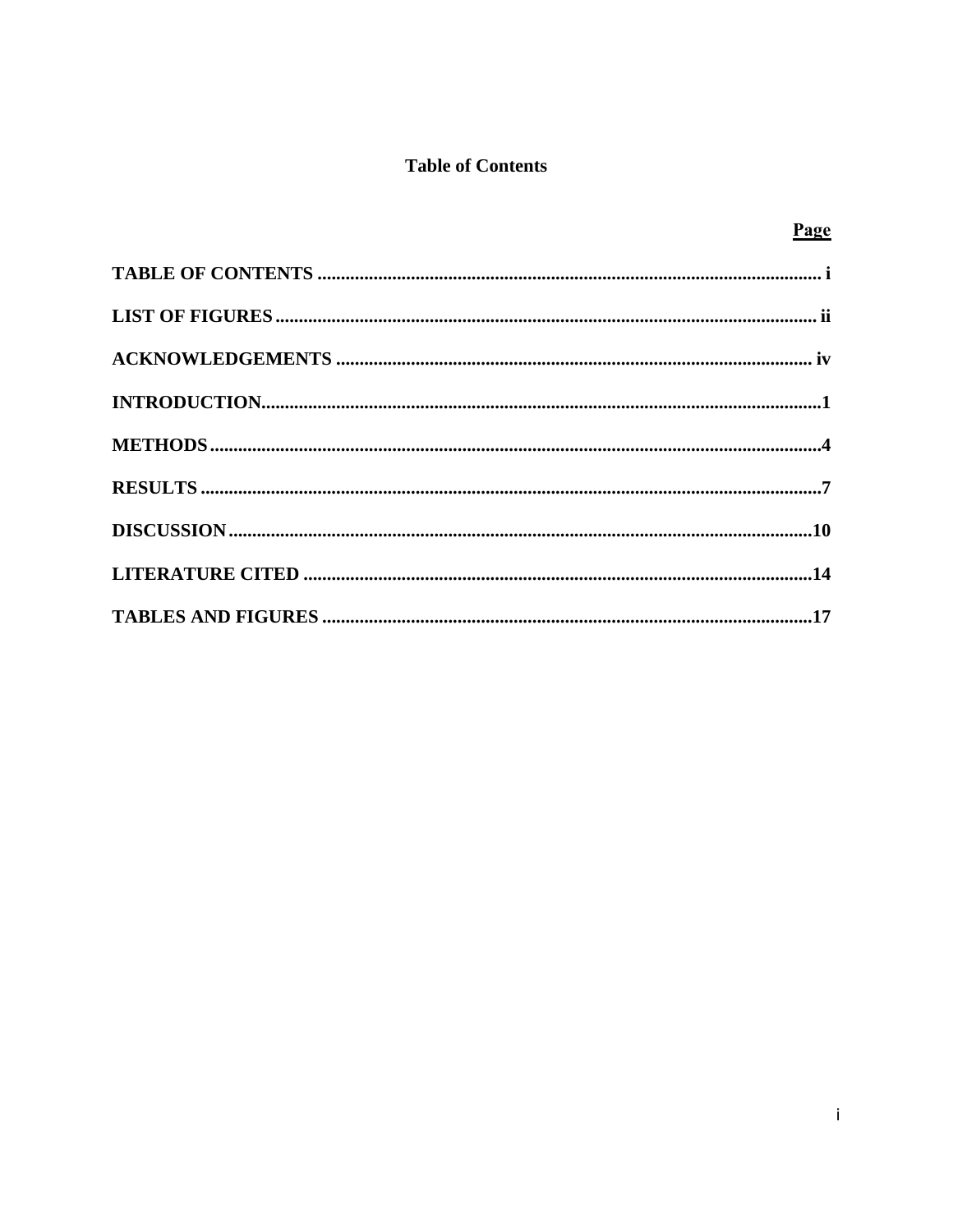# Table of Contents

| | Page |
|---|---|
| **TABLE OF CONTENTS** | **i** |
| **LIST OF FIGURES** | **ii** |
| **ACKNOWLEDGEMENTS** | **iv** |
| **INTRODUCTION** | **1** |
| **METHODS** | **4** |
| **RESULTS** | **7** |
| **DISCUSSION** | **10** |
| **LITERATURE CITED** | **14** |
| **TABLES AND FIGURES** | **17** |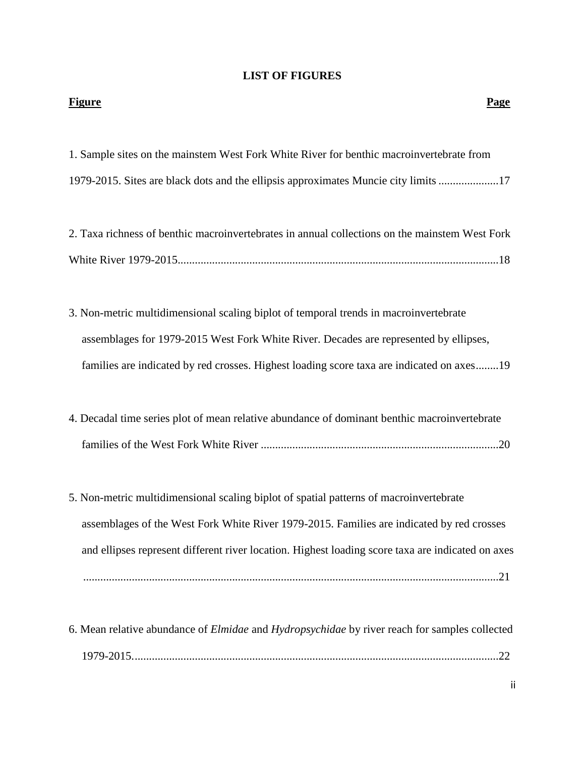# LIST OF FIGURES

**Figure** | **Page**

1. Sample sites on the mainstem West Fork White River for benthic macroinvertebrate from 1979-2015. Sites are black dots and the ellipsis approximates Muncie city limits .....................17

2. Taxa richness of benthic macroinvertebrates in annual collections on the mainstem West Fork White River 1979-2015...............................................................................................................18

3. Non-metric multidimensional scaling biplot of temporal trends in macroinvertebrate assemblages for 1979-2015 West Fork White River. Decades are represented by ellipses, families are indicated by red crosses. Highest loading score taxa are indicated on axes........19

4. Decadal time series plot of mean relative abundance of dominant benthic macroinvertebrate families of the West Fork White River ..................................................................................20

5. Non-metric multidimensional scaling biplot of spatial patterns of macroinvertebrate assemblages of the West Fork White River 1979-2015. Families are indicated by red crosses and ellipses represent different river location. Highest loading score taxa are indicated on axes .................................................................................................................................21

6. Mean relative abundance of *Elmidae* and *Hydropsychidae* by river reach for samples collected 1979-2015...............................................................................................................................22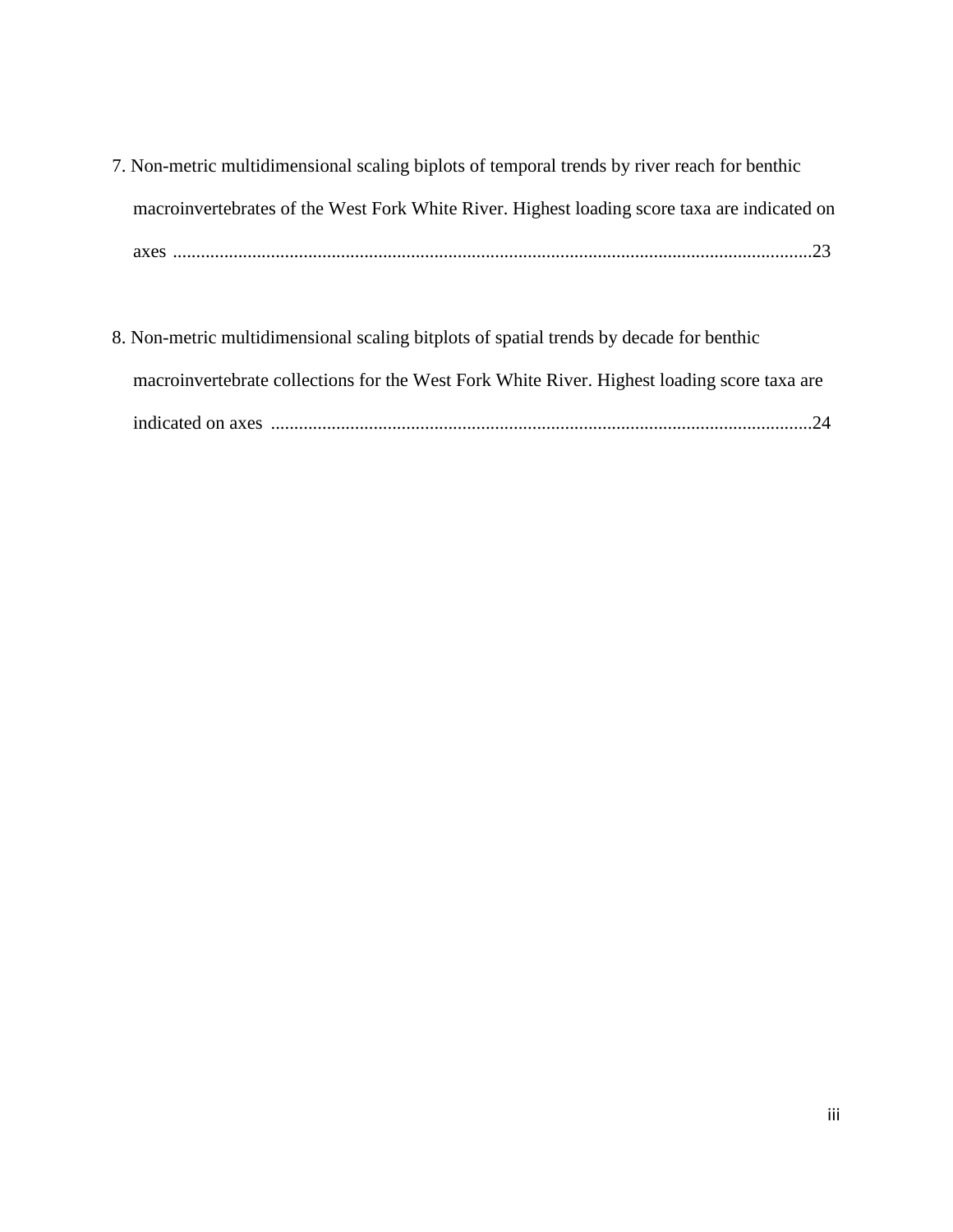7. Non-metric multidimensional scaling biplots of temporal trends by river reach for benthic macroinvertebrates of the West Fork White River. Highest loading score taxa are indicated on axes ........................................................................................................................................23

8. Non-metric multidimensional scaling bitplots of spatial trends by decade for benthic macroinvertebrate collections for the West Fork White River. Highest loading score taxa are indicated on axes ...................................................................................................................24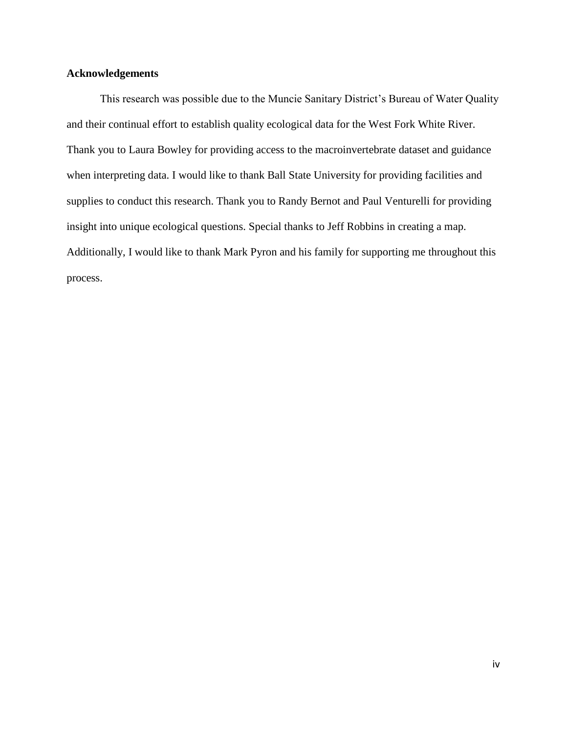## Acknowledgements

This research was possible due to the Muncie Sanitary District's Bureau of Water Quality and their continual effort to establish quality ecological data for the West Fork White River. Thank you to Laura Bowley for providing access to the macroinvertebrate dataset and guidance when interpreting data. I would like to thank Ball State University for providing facilities and supplies to conduct this research. Thank you to Randy Bernot and Paul Venturelli for providing insight into unique ecological questions. Special thanks to Jeff Robbins in creating a map. Additionally, I would like to thank Mark Pyron and his family for supporting me throughout this process.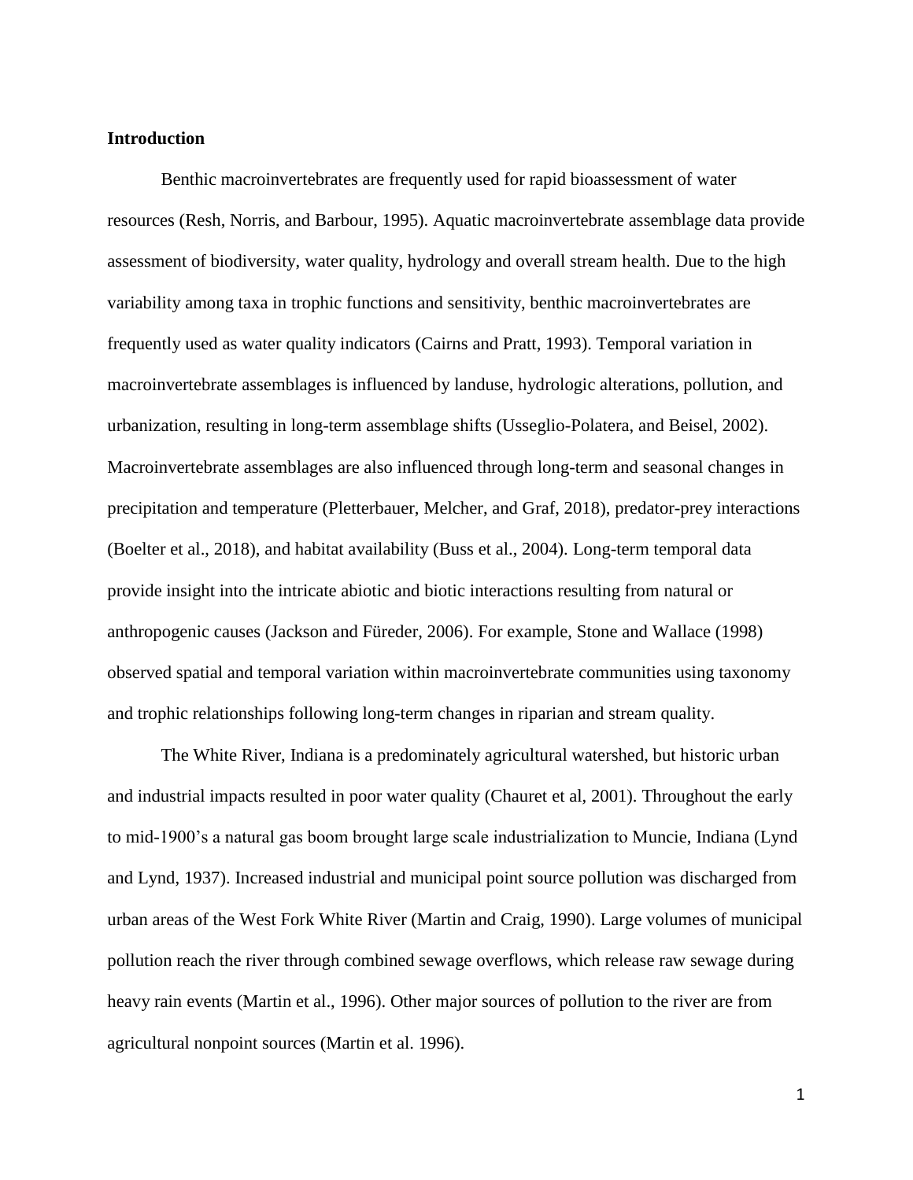**Introduction**

Benthic macroinvertebrates are frequently used for rapid bioassessment of water resources (Resh, Norris, and Barbour, 1995). Aquatic macroinvertebrate assemblage data provide assessment of biodiversity, water quality, hydrology and overall stream health. Due to the high variability among taxa in trophic functions and sensitivity, benthic macroinvertebrates are frequently used as water quality indicators (Cairns and Pratt, 1993). Temporal variation in macroinvertebrate assemblages is influenced by landuse, hydrologic alterations, pollution, and urbanization, resulting in long-term assemblage shifts (Usseglio-Polatera, and Beisel, 2002). Macroinvertebrate assemblages are also influenced through long-term and seasonal changes in precipitation and temperature (Pletterbauer, Melcher, and Graf, 2018), predator-prey interactions (Boelter et al., 2018), and habitat availability (Buss et al., 2004). Long-term temporal data provide insight into the intricate abiotic and biotic interactions resulting from natural or anthropogenic causes (Jackson and Füreder, 2006). For example, Stone and Wallace (1998) observed spatial and temporal variation within macroinvertebrate communities using taxonomy and trophic relationships following long-term changes in riparian and stream quality.

The White River, Indiana is a predominately agricultural watershed, but historic urban and industrial impacts resulted in poor water quality (Chauret et al, 2001). Throughout the early to mid-1900's a natural gas boom brought large scale industrialization to Muncie, Indiana (Lynd and Lynd, 1937). Increased industrial and municipal point source pollution was discharged from urban areas of the West Fork White River (Martin and Craig, 1990). Large volumes of municipal pollution reach the river through combined sewage overflows, which release raw sewage during heavy rain events (Martin et al., 1996). Other major sources of pollution to the river are from agricultural nonpoint sources (Martin et al. 1996).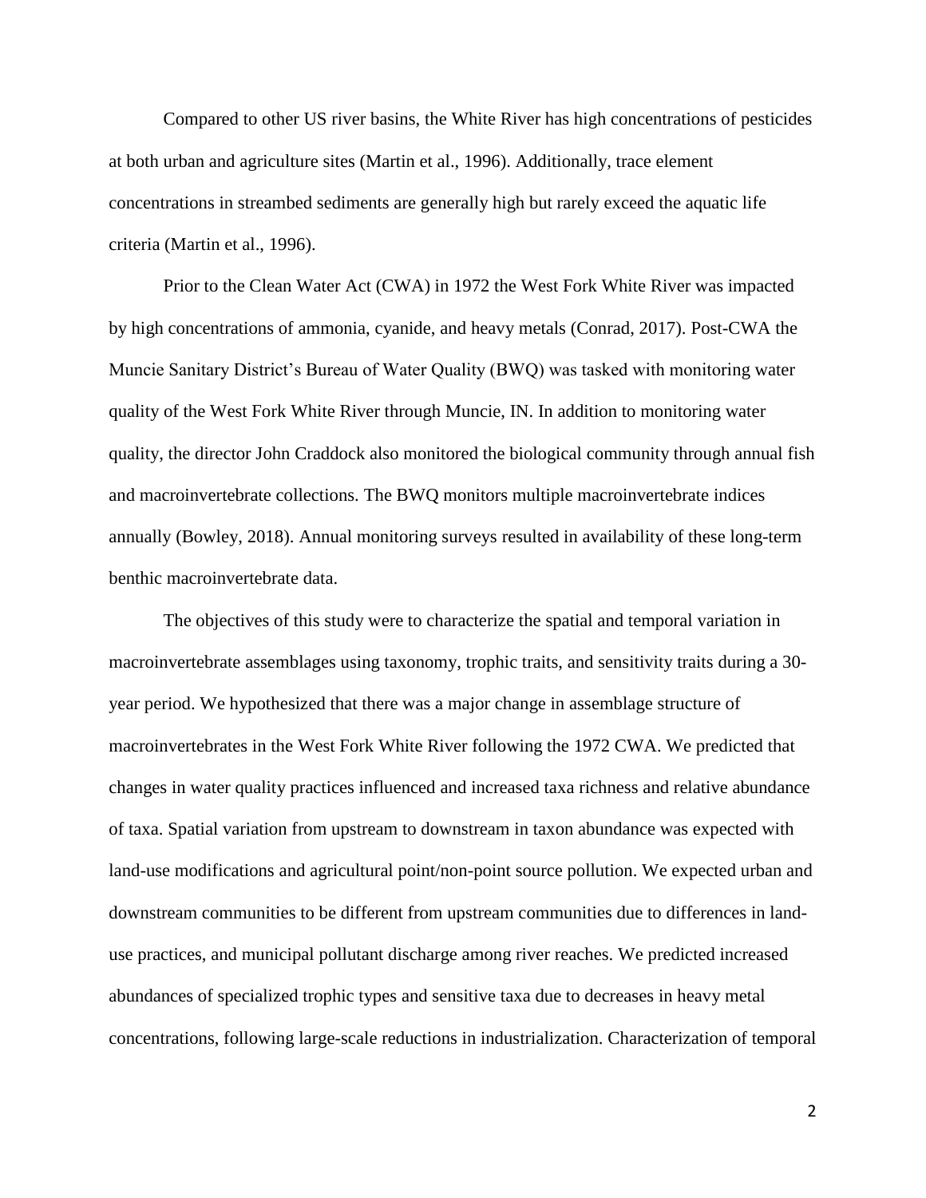Compared to other US river basins, the White River has high concentrations of pesticides at both urban and agriculture sites (Martin et al., 1996). Additionally, trace element concentrations in streambed sediments are generally high but rarely exceed the aquatic life criteria (Martin et al., 1996).

Prior to the Clean Water Act (CWA) in 1972 the West Fork White River was impacted by high concentrations of ammonia, cyanide, and heavy metals (Conrad, 2017). Post-CWA the Muncie Sanitary District's Bureau of Water Quality (BWQ) was tasked with monitoring water quality of the West Fork White River through Muncie, IN. In addition to monitoring water quality, the director John Craddock also monitored the biological community through annual fish and macroinvertebrate collections. The BWQ monitors multiple macroinvertebrate indices annually (Bowley, 2018). Annual monitoring surveys resulted in availability of these long-term benthic macroinvertebrate data.

The objectives of this study were to characterize the spatial and temporal variation in macroinvertebrate assemblages using taxonomy, trophic traits, and sensitivity traits during a 30-year period. We hypothesized that there was a major change in assemblage structure of macroinvertebrates in the West Fork White River following the 1972 CWA. We predicted that changes in water quality practices influenced and increased taxa richness and relative abundance of taxa. Spatial variation from upstream to downstream in taxon abundance was expected with land-use modifications and agricultural point/non-point source pollution. We expected urban and downstream communities to be different from upstream communities due to differences in land-use practices, and municipal pollutant discharge among river reaches. We predicted increased abundances of specialized trophic types and sensitive taxa due to decreases in heavy metal concentrations, following large-scale reductions in industrialization. Characterization of temporal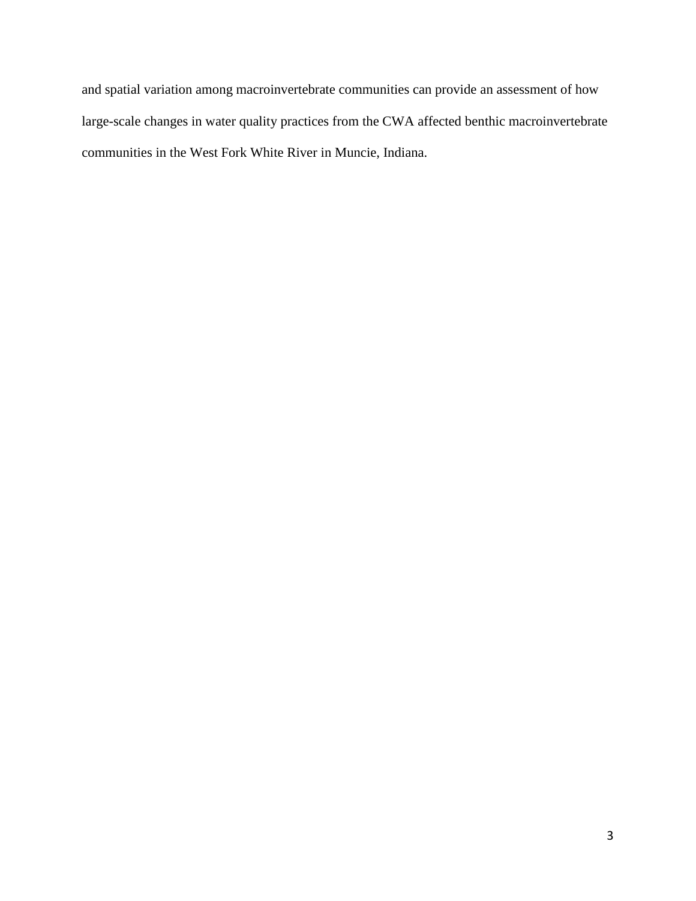and spatial variation among macroinvertebrate communities can provide an assessment of how large-scale changes in water quality practices from the CWA affected benthic macroinvertebrate communities in the West Fork White River in Muncie, Indiana.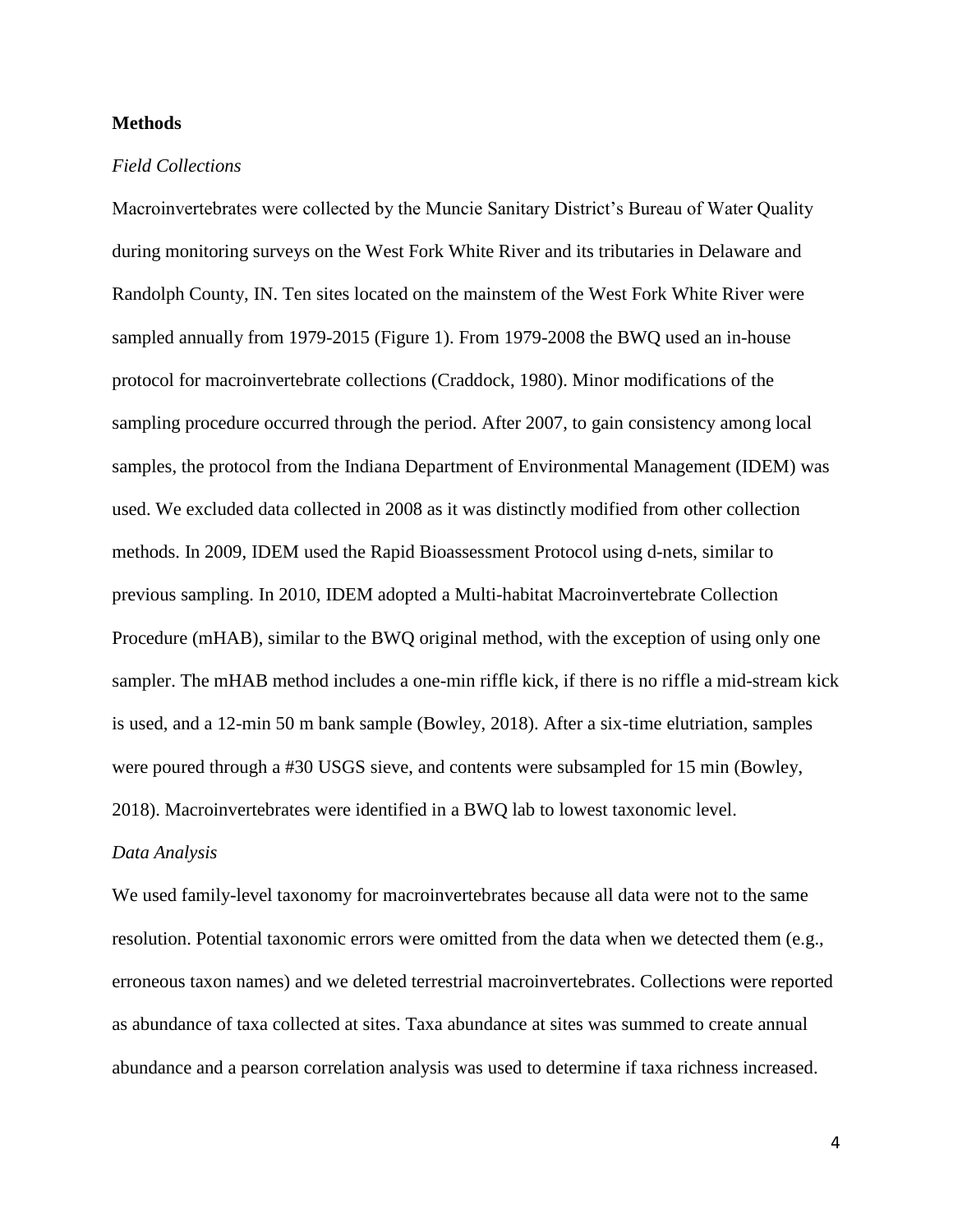## Methods

### *Field Collections*

Macroinvertebrates were collected by the Muncie Sanitary District's Bureau of Water Quality during monitoring surveys on the West Fork White River and its tributaries in Delaware and Randolph County, IN. Ten sites located on the mainstem of the West Fork White River were sampled annually from 1979-2015 (Figure 1). From 1979-2008 the BWQ used an in-house protocol for macroinvertebrate collections (Craddock, 1980). Minor modifications of the sampling procedure occurred through the period. After 2007, to gain consistency among local samples, the protocol from the Indiana Department of Environmental Management (IDEM) was used. We excluded data collected in 2008 as it was distinctly modified from other collection methods. In 2009, IDEM used the Rapid Bioassessment Protocol using d-nets, similar to previous sampling. In 2010, IDEM adopted a Multi-habitat Macroinvertebrate Collection Procedure (mHAB), similar to the BWQ original method, with the exception of using only one sampler. The mHAB method includes a one-min riffle kick, if there is no riffle a mid-stream kick is used, and a 12-min 50 m bank sample (Bowley, 2018). After a six-time elutriation, samples were poured through a #30 USGS sieve, and contents were subsampled for 15 min (Bowley, 2018). Macroinvertebrates were identified in a BWQ lab to lowest taxonomic level.

### *Data Analysis*

We used family-level taxonomy for macroinvertebrates because all data were not to the same resolution. Potential taxonomic errors were omitted from the data when we detected them (e.g., erroneous taxon names) and we deleted terrestrial macroinvertebrates. Collections were reported as abundance of taxa collected at sites. Taxa abundance at sites was summed to create annual abundance and a pearson correlation analysis was used to determine if taxa richness increased.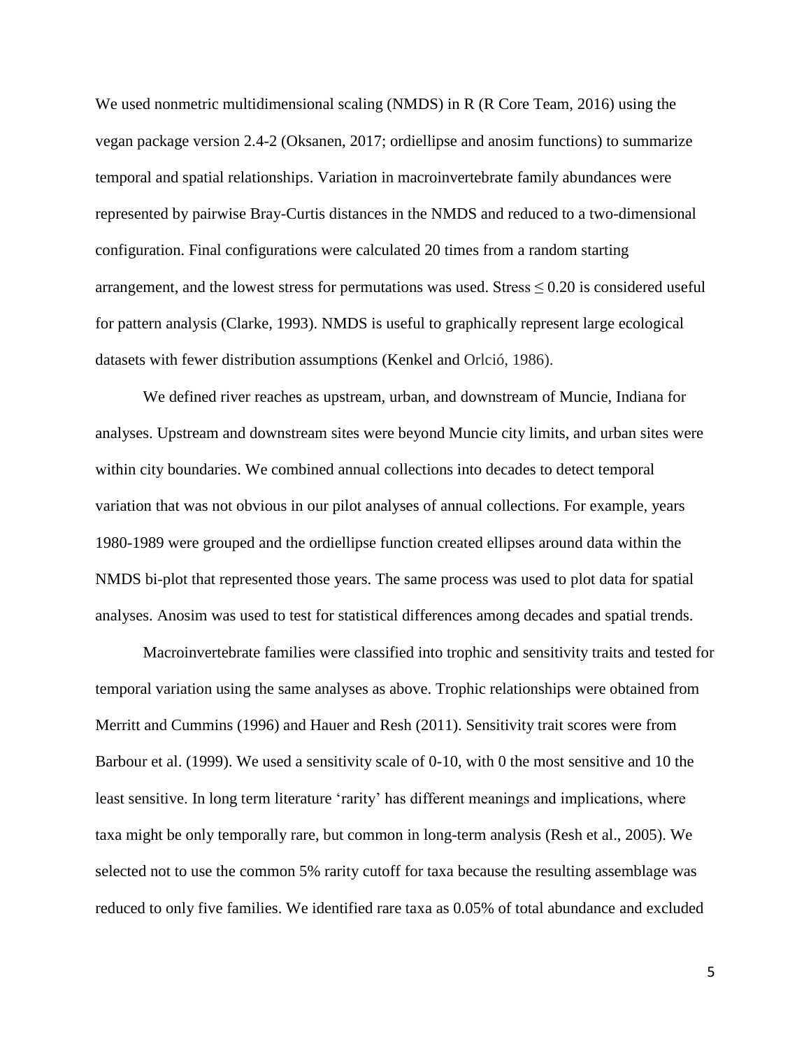We used nonmetric multidimensional scaling (NMDS) in R (R Core Team, 2016) using the vegan package version 2.4-2 (Oksanen, 2017; ordiellipse and anosim functions) to summarize temporal and spatial relationships. Variation in macroinvertebrate family abundances were represented by pairwise Bray-Curtis distances in the NMDS and reduced to a two-dimensional configuration. Final configurations were calculated 20 times from a random starting arrangement, and the lowest stress for permutations was used. Stress $\leq 0.20$ is considered useful for pattern analysis (Clarke, 1993). NMDS is useful to graphically represent large ecological datasets with fewer distribution assumptions (Kenkel and Orlció, 1986).

We defined river reaches as upstream, urban, and downstream of Muncie, Indiana for analyses. Upstream and downstream sites were beyond Muncie city limits, and urban sites were within city boundaries. We combined annual collections into decades to detect temporal variation that was not obvious in our pilot analyses of annual collections. For example, years 1980-1989 were grouped and the ordiellipse function created ellipses around data within the NMDS bi-plot that represented those years. The same process was used to plot data for spatial analyses. Anosim was used to test for statistical differences among decades and spatial trends.

Macroinvertebrate families were classified into trophic and sensitivity traits and tested for temporal variation using the same analyses as above. Trophic relationships were obtained from Merritt and Cummins (1996) and Hauer and Resh (2011). Sensitivity trait scores were from Barbour et al. (1999). We used a sensitivity scale of 0-10, with 0 the most sensitive and 10 the least sensitive. In long term literature 'rarity' has different meanings and implications, where taxa might be only temporally rare, but common in long-term analysis (Resh et al., 2005). We selected not to use the common 5% rarity cutoff for taxa because the resulting assemblage was reduced to only five families. We identified rare taxa as 0.05% of total abundance and excluded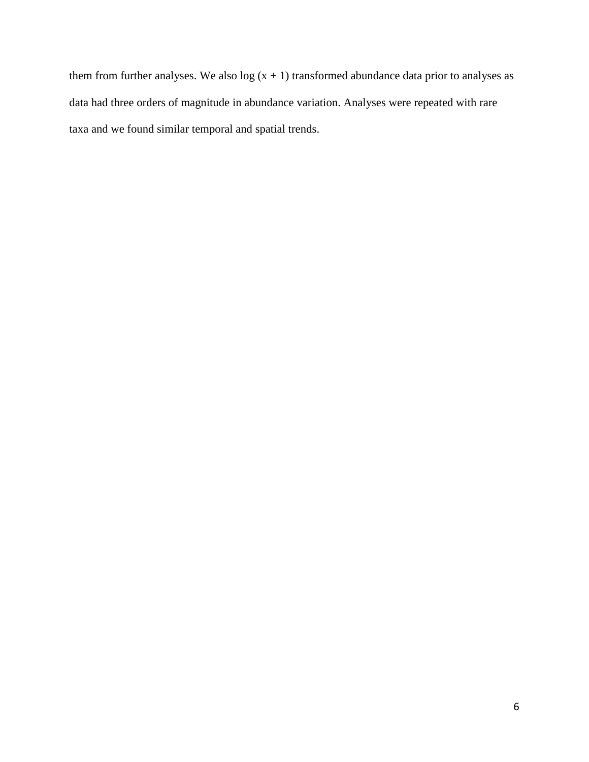them from further analyses. We also log $(x + 1)$ transformed abundance data prior to analyses as data had three orders of magnitude in abundance variation. Analyses were repeated with rare taxa and we found similar temporal and spatial trends.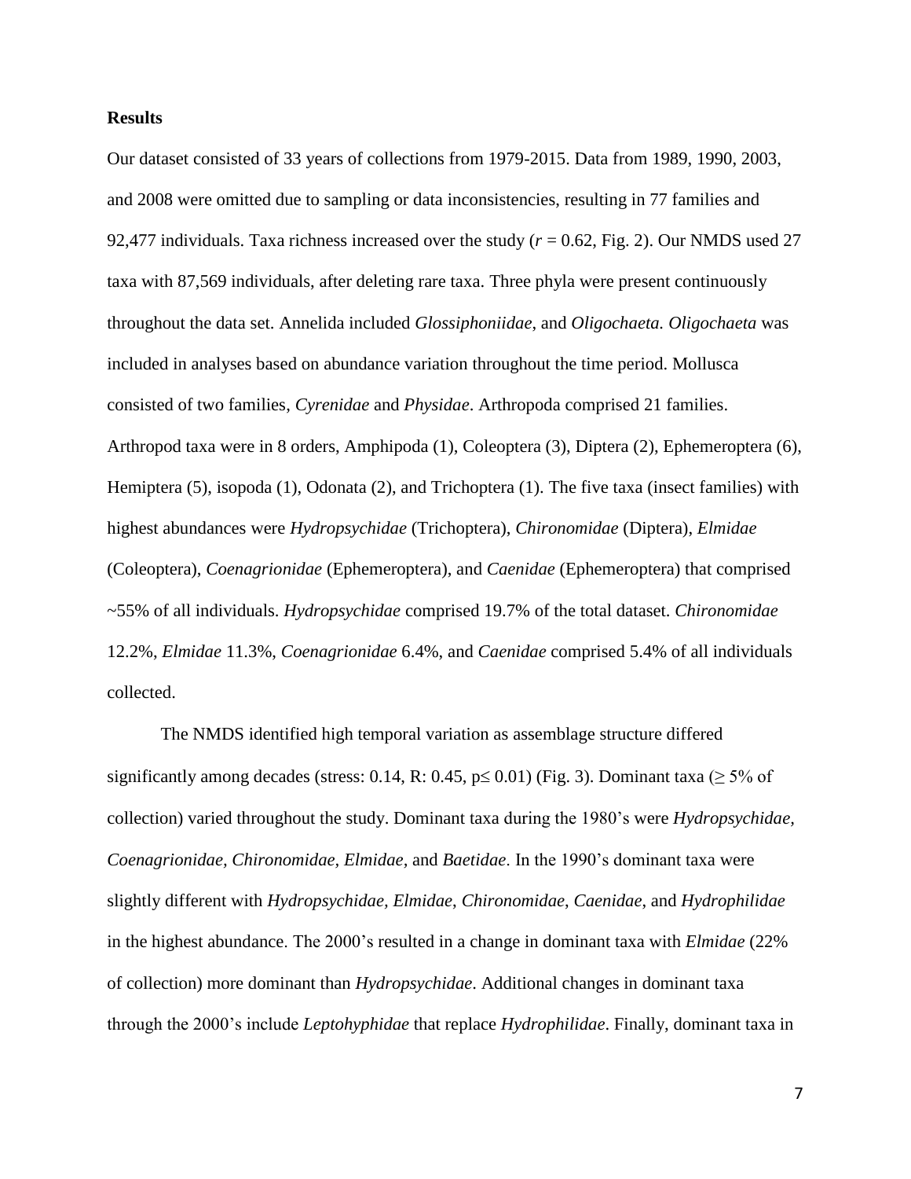**Results**

Our dataset consisted of 33 years of collections from 1979-2015. Data from 1989, 1990, 2003, and 2008 were omitted due to sampling or data inconsistencies, resulting in 77 families and 92,477 individuals. Taxa richness increased over the study ($r = 0.62$, Fig. 2). Our NMDS used 27 taxa with 87,569 individuals, after deleting rare taxa. Three phyla were present continuously throughout the data set. Annelida included *Glossiphoniidae*, and *Oligochaeta. Oligochaeta* was included in analyses based on abundance variation throughout the time period. Mollusca consisted of two families, *Cyrenidae* and *Physidae*. Arthropoda comprised 21 families. Arthropod taxa were in 8 orders, Amphipoda (1), Coleoptera (3), Diptera (2), Ephemeroptera (6), Hemiptera (5), isopoda (1), Odonata (2), and Trichoptera (1). The five taxa (insect families) with highest abundances were *Hydropsychidae* (Trichoptera), *Chironomidae* (Diptera), *Elmidae* (Coleoptera), *Coenagrionidae* (Ephemeroptera), and *Caenidae* (Ephemeroptera) that comprised ~55% of all individuals. *Hydropsychidae* comprised 19.7% of the total dataset. *Chironomidae* 12.2%, *Elmidae* 11.3%, *Coenagrionidae* 6.4%, and *Caenidae* comprised 5.4% of all individuals collected.

The NMDS identified high temporal variation as assemblage structure differed significantly among decades (stress: 0.14, R: 0.45, $p \leq 0.01$) (Fig. 3). Dominant taxa ($\geq 5\%$ of collection) varied throughout the study. Dominant taxa during the 1980's were *Hydropsychidae*, *Coenagrionidae*, *Chironomidae*, *Elmidae*, and *Baetidae*. In the 1990's dominant taxa were slightly different with *Hydropsychidae*, *Elmidae*, *Chironomidae*, *Caenidae*, and *Hydrophilidae* in the highest abundance. The 2000's resulted in a change in dominant taxa with *Elmidae* (22% of collection) more dominant than *Hydropsychidae*. Additional changes in dominant taxa through the 2000's include *Leptohyphidae* that replace *Hydrophilidae*. Finally, dominant taxa in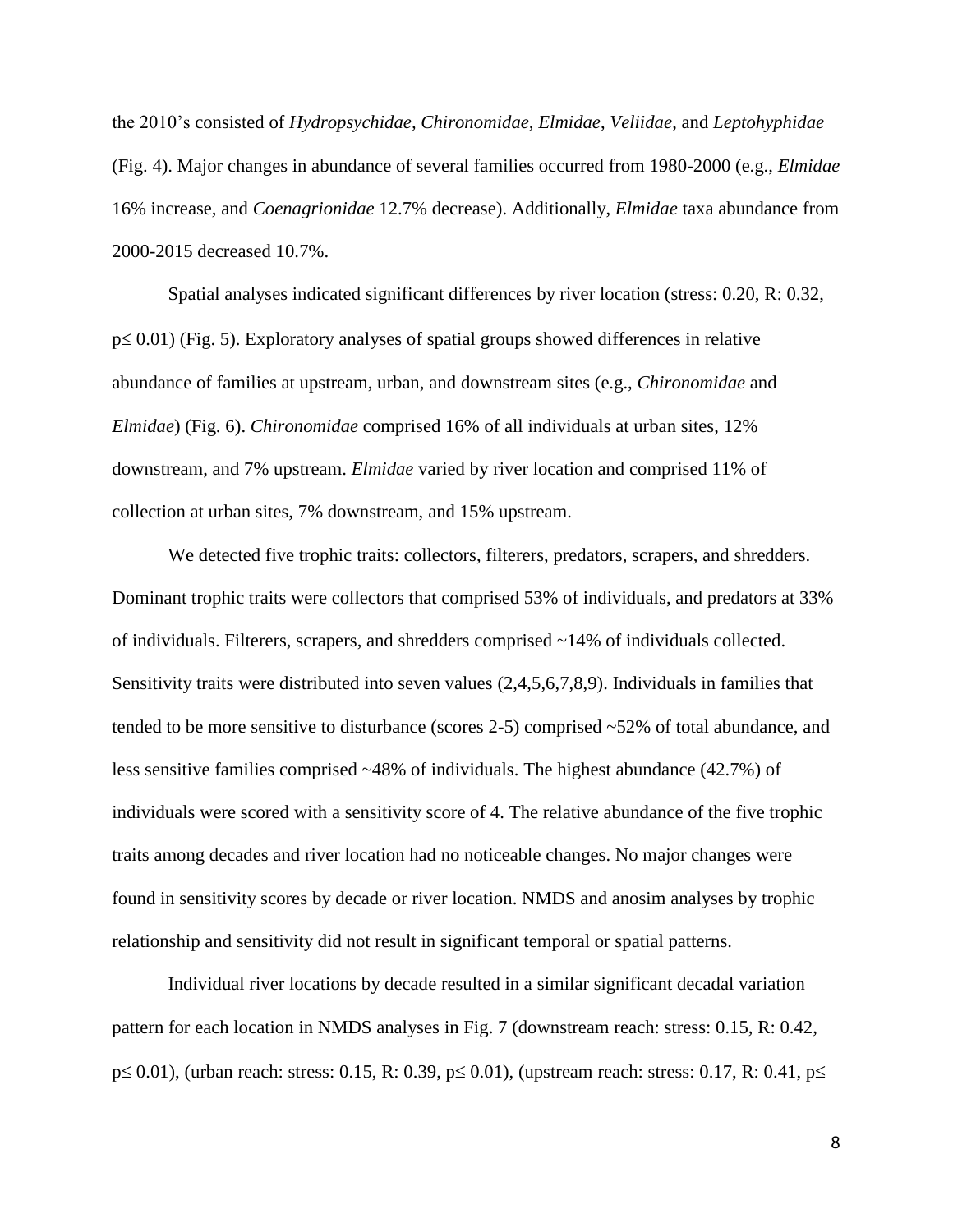the 2010's consisted of *Hydropsychidae, Chironomidae, Elmidae*, *Veliidae*, and *Leptohyphidae* (Fig. 4). Major changes in abundance of several families occurred from 1980-2000 (e.g., *Elmidae* 16% increase, and *Coenagrionidae* 12.7% decrease). Additionally, *Elmidae* taxa abundance from 2000-2015 decreased 10.7%.

Spatial analyses indicated significant differences by river location (stress: 0.20, R: 0.32, $p \leq 0.01$) (Fig. 5). Exploratory analyses of spatial groups showed differences in relative abundance of families at upstream, urban, and downstream sites (e.g., *Chironomidae* and *Elmidae*) (Fig. 6). *Chironomidae* comprised 16% of all individuals at urban sites, 12% downstream, and 7% upstream. *Elmidae* varied by river location and comprised 11% of collection at urban sites, 7% downstream, and 15% upstream.

We detected five trophic traits: collectors, filterers, predators, scrapers, and shredders. Dominant trophic traits were collectors that comprised 53% of individuals, and predators at 33% of individuals. Filterers, scrapers, and shredders comprised ~14% of individuals collected. Sensitivity traits were distributed into seven values (2,4,5,6,7,8,9). Individuals in families that tended to be more sensitive to disturbance (scores 2-5) comprised ~52% of total abundance, and less sensitive families comprised ~48% of individuals. The highest abundance (42.7%) of individuals were scored with a sensitivity score of 4. The relative abundance of the five trophic traits among decades and river location had no noticeable changes. No major changes were found in sensitivity scores by decade or river location. NMDS and anosim analyses by trophic relationship and sensitivity did not result in significant temporal or spatial patterns.

Individual river locations by decade resulted in a similar significant decadal variation pattern for each location in NMDS analyses in Fig. 7 (downstream reach: stress: 0.15, R: 0.42, $p \leq 0.01$), (urban reach: stress: 0.15, R: 0.39, $p \leq 0.01$), (upstream reach: stress: 0.17, R: 0.41, $p \leq$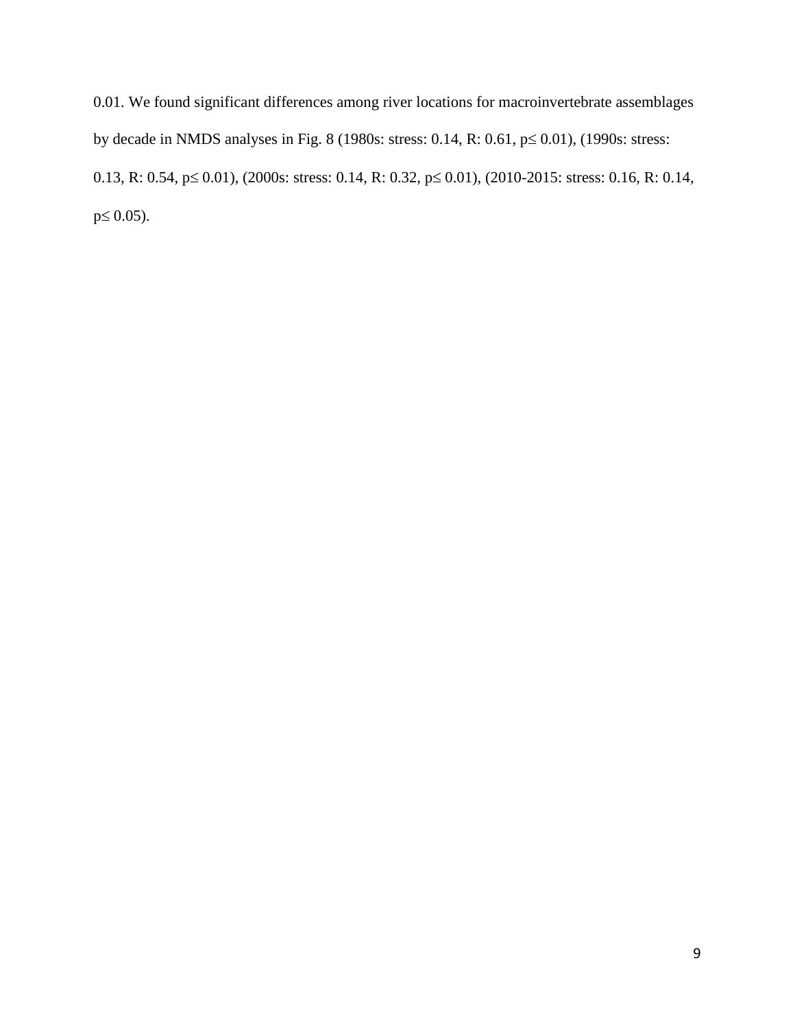0.01. We found significant differences among river locations for macroinvertebrate assemblages by decade in NMDS analyses in Fig. 8 (1980s: stress: 0.14, R: 0.61, $p \leq 0.01$), (1990s: stress: 0.13, R: 0.54, $p \leq 0.01$), (2000s: stress: 0.14, R: 0.32, $p \leq 0.01$), (2010-2015: stress: 0.16, R: 0.14, $p \leq 0.05$).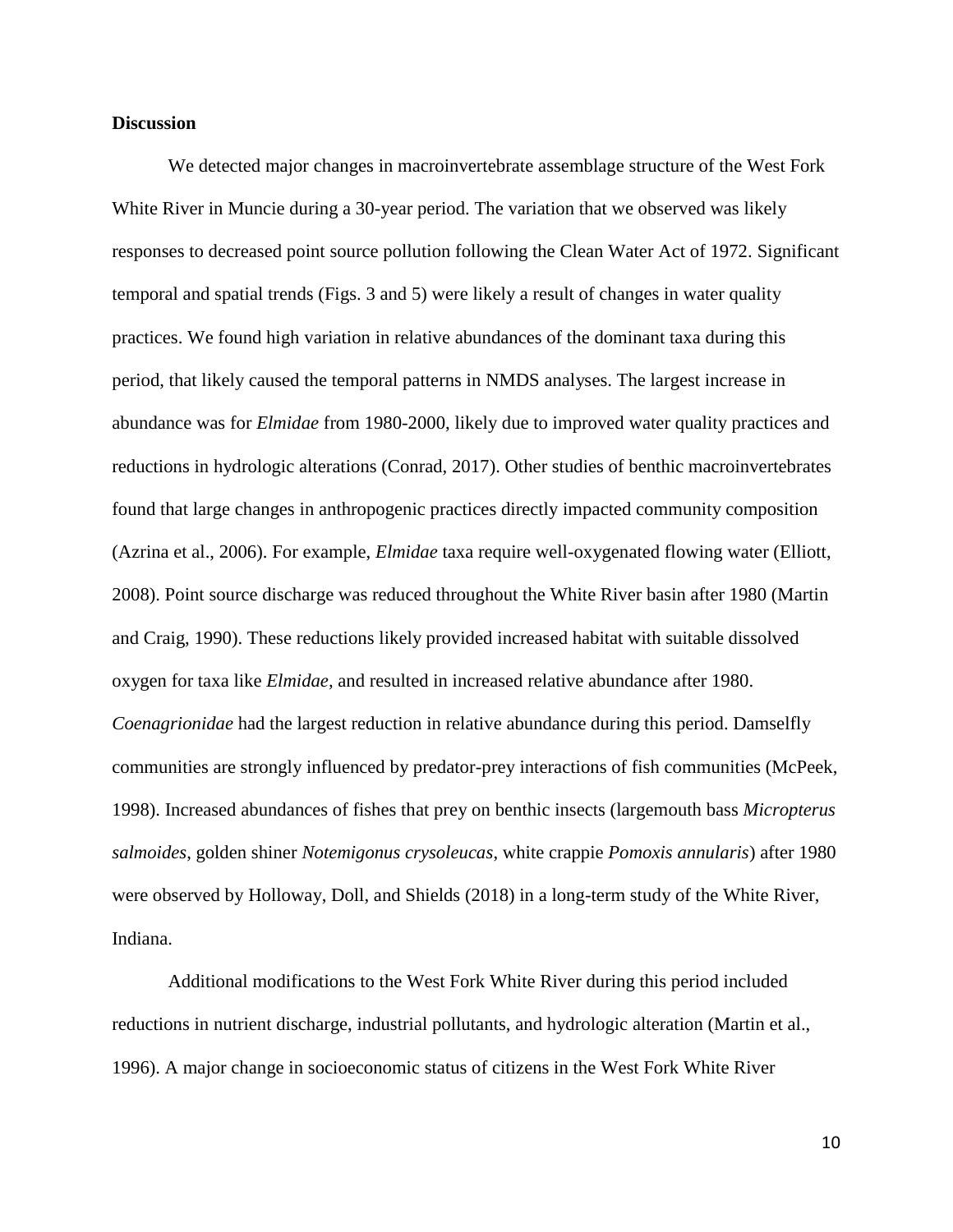**Discussion**

We detected major changes in macroinvertebrate assemblage structure of the West Fork White River in Muncie during a 30-year period. The variation that we observed was likely responses to decreased point source pollution following the Clean Water Act of 1972. Significant temporal and spatial trends (Figs. 3 and 5) were likely a result of changes in water quality practices. We found high variation in relative abundances of the dominant taxa during this period, that likely caused the temporal patterns in NMDS analyses. The largest increase in abundance was for *Elmidae* from 1980-2000, likely due to improved water quality practices and reductions in hydrologic alterations (Conrad, 2017). Other studies of benthic macroinvertebrates found that large changes in anthropogenic practices directly impacted community composition (Azrina et al., 2006). For example, *Elmidae* taxa require well-oxygenated flowing water (Elliott, 2008). Point source discharge was reduced throughout the White River basin after 1980 (Martin and Craig, 1990). These reductions likely provided increased habitat with suitable dissolved oxygen for taxa like *Elmidae*, and resulted in increased relative abundance after 1980. *Coenagrionidae* had the largest reduction in relative abundance during this period. Damselfly communities are strongly influenced by predator-prey interactions of fish communities (McPeek, 1998). Increased abundances of fishes that prey on benthic insects (largemouth bass *Micropterus salmoides*, golden shiner *Notemigonus crysoleucas*, white crappie *Pomoxis annularis*) after 1980 were observed by Holloway, Doll, and Shields (2018) in a long-term study of the White River, Indiana.

Additional modifications to the West Fork White River during this period included reductions in nutrient discharge, industrial pollutants, and hydrologic alteration (Martin et al., 1996). A major change in socioeconomic status of citizens in the West Fork White River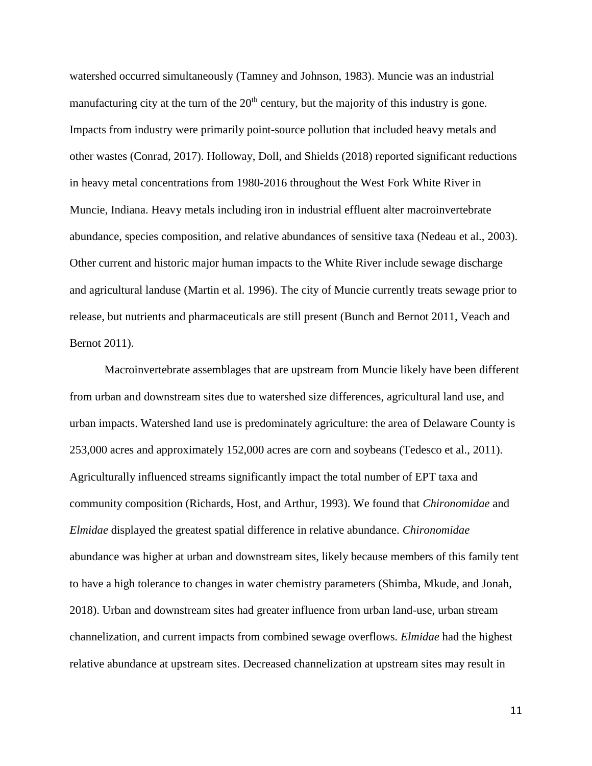watershed occurred simultaneously (Tamney and Johnson, 1983). Muncie was an industrial manufacturing city at the turn of the 20th century, but the majority of this industry is gone. Impacts from industry were primarily point-source pollution that included heavy metals and other wastes (Conrad, 2017). Holloway, Doll, and Shields (2018) reported significant reductions in heavy metal concentrations from 1980-2016 throughout the West Fork White River in Muncie, Indiana. Heavy metals including iron in industrial effluent alter macroinvertebrate abundance, species composition, and relative abundances of sensitive taxa (Nedeau et al., 2003). Other current and historic major human impacts to the White River include sewage discharge and agricultural landuse (Martin et al. 1996). The city of Muncie currently treats sewage prior to release, but nutrients and pharmaceuticals are still present (Bunch and Bernot 2011, Veach and Bernot 2011).

Macroinvertebrate assemblages that are upstream from Muncie likely have been different from urban and downstream sites due to watershed size differences, agricultural land use, and urban impacts. Watershed land use is predominately agriculture: the area of Delaware County is 253,000 acres and approximately 152,000 acres are corn and soybeans (Tedesco et al., 2011). Agriculturally influenced streams significantly impact the total number of EPT taxa and community composition (Richards, Host, and Arthur, 1993). We found that *Chironomidae* and *Elmidae* displayed the greatest spatial difference in relative abundance. *Chironomidae* abundance was higher at urban and downstream sites, likely because members of this family tent to have a high tolerance to changes in water chemistry parameters (Shimba, Mkude, and Jonah, 2018). Urban and downstream sites had greater influence from urban land-use, urban stream channelization, and current impacts from combined sewage overflows. *Elmidae* had the highest relative abundance at upstream sites. Decreased channelization at upstream sites may result in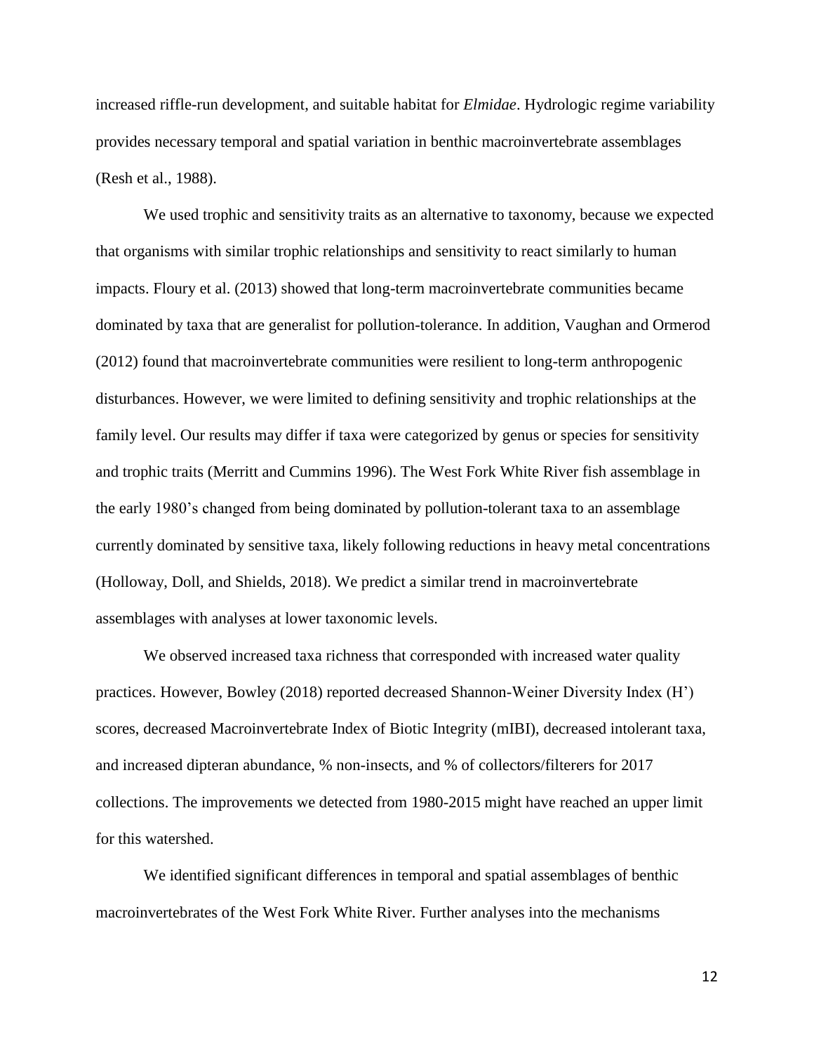increased riffle-run development, and suitable habitat for *Elmidae*. Hydrologic regime variability provides necessary temporal and spatial variation in benthic macroinvertebrate assemblages (Resh et al., 1988).

We used trophic and sensitivity traits as an alternative to taxonomy, because we expected that organisms with similar trophic relationships and sensitivity to react similarly to human impacts. Floury et al. (2013) showed that long-term macroinvertebrate communities became dominated by taxa that are generalist for pollution-tolerance. In addition, Vaughan and Ormerod (2012) found that macroinvertebrate communities were resilient to long-term anthropogenic disturbances. However, we were limited to defining sensitivity and trophic relationships at the family level. Our results may differ if taxa were categorized by genus or species for sensitivity and trophic traits (Merritt and Cummins 1996). The West Fork White River fish assemblage in the early 1980's changed from being dominated by pollution-tolerant taxa to an assemblage currently dominated by sensitive taxa, likely following reductions in heavy metal concentrations (Holloway, Doll, and Shields, 2018). We predict a similar trend in macroinvertebrate assemblages with analyses at lower taxonomic levels.

We observed increased taxa richness that corresponded with increased water quality practices. However, Bowley (2018) reported decreased Shannon-Weiner Diversity Index (H') scores, decreased Macroinvertebrate Index of Biotic Integrity (mIBI), decreased intolerant taxa, and increased dipteran abundance, % non-insects, and % of collectors/filterers for 2017 collections. The improvements we detected from 1980-2015 might have reached an upper limit for this watershed.

We identified significant differences in temporal and spatial assemblages of benthic macroinvertebrates of the West Fork White River. Further analyses into the mechanisms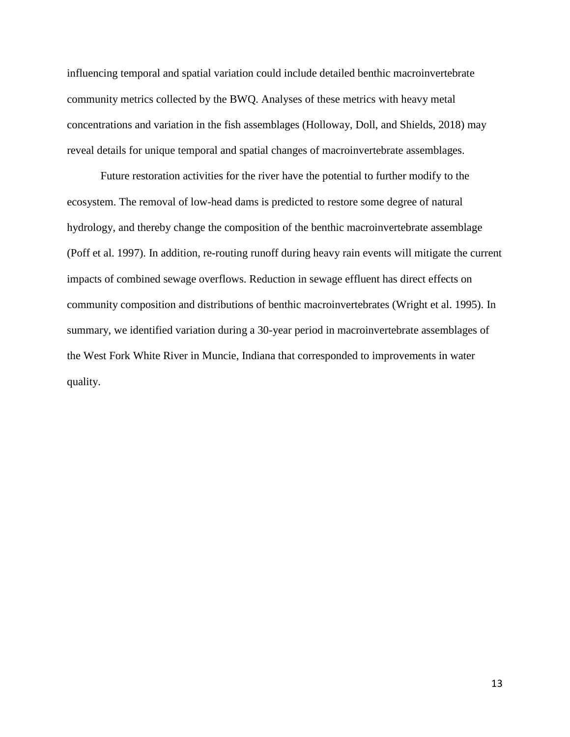influencing temporal and spatial variation could include detailed benthic macroinvertebrate community metrics collected by the BWQ. Analyses of these metrics with heavy metal concentrations and variation in the fish assemblages (Holloway, Doll, and Shields, 2018) may reveal details for unique temporal and spatial changes of macroinvertebrate assemblages.

Future restoration activities for the river have the potential to further modify to the ecosystem. The removal of low-head dams is predicted to restore some degree of natural hydrology, and thereby change the composition of the benthic macroinvertebrate assemblage (Poff et al. 1997). In addition, re-routing runoff during heavy rain events will mitigate the current impacts of combined sewage overflows. Reduction in sewage effluent has direct effects on community composition and distributions of benthic macroinvertebrates (Wright et al. 1995). In summary, we identified variation during a 30-year period in macroinvertebrate assemblages of the West Fork White River in Muncie, Indiana that corresponded to improvements in water quality.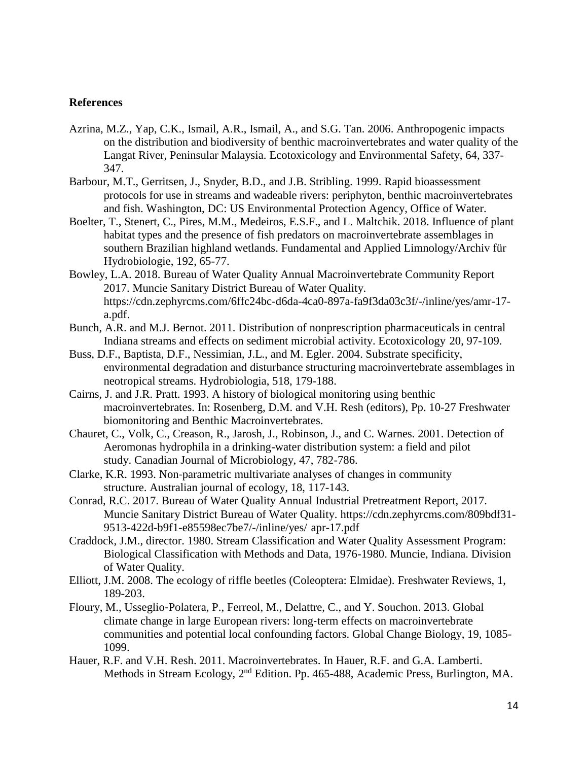## References

Azrina, M.Z., Yap, C.K., Ismail, A.R., Ismail, A., and S.G. Tan. 2006. Anthropogenic impacts on the distribution and biodiversity of benthic macroinvertebrates and water quality of the Langat River, Peninsular Malaysia. Ecotoxicology and Environmental Safety, 64, 337-347.

Barbour, M.T., Gerritsen, J., Snyder, B.D., and J.B. Stribling. 1999. Rapid bioassessment protocols for use in streams and wadeable rivers: periphyton, benthic macroinvertebrates and fish. Washington, DC: US Environmental Protection Agency, Office of Water.

Boelter, T., Stenert, C., Pires, M.M., Medeiros, E.S.F., and L. Maltchik. 2018. Influence of plant habitat types and the presence of fish predators on macroinvertebrate assemblages in southern Brazilian highland wetlands. Fundamental and Applied Limnology/Archiv für Hydrobiologie, 192, 65-77.

Bowley, L.A. 2018. Bureau of Water Quality Annual Macroinvertebrate Community Report 2017. Muncie Sanitary District Bureau of Water Quality. https://cdn.zephyrcms.com/6ffc24bc-d6da-4ca0-897a-fa9f3da03c3f/-/inline/yes/amr-17-a.pdf.

Bunch, A.R. and M.J. Bernot. 2011. Distribution of nonprescription pharmaceuticals in central Indiana streams and effects on sediment microbial activity. Ecotoxicology 20, 97-109.

Buss, D.F., Baptista, D.F., Nessimian, J.L., and M. Egler. 2004. Substrate specificity, environmental degradation and disturbance structuring macroinvertebrate assemblages in neotropical streams. Hydrobiologia, 518, 179-188.

Cairns, J. and J.R. Pratt. 1993. A history of biological monitoring using benthic macroinvertebrates. In: Rosenberg, D.M. and V.H. Resh (editors), Pp. 10-27 Freshwater biomonitoring and Benthic Macroinvertebrates.

Chauret, C., Volk, C., Creason, R., Jarosh, J., Robinson, J., and C. Warnes. 2001. Detection of Aeromonas hydrophila in a drinking-water distribution system: a field and pilot study. Canadian Journal of Microbiology, 47, 782-786.

Clarke, K.R. 1993. Non-parametric multivariate analyses of changes in community structure. Australian journal of ecology, 18, 117-143.

Conrad, R.C. 2017. Bureau of Water Quality Annual Industrial Pretreatment Report, 2017. Muncie Sanitary District Bureau of Water Quality. https://cdn.zephyrcms.com/809bdf31-9513-422d-b9f1-e85598ec7be7/-/inline/yes/ apr-17.pdf

Craddock, J.M., director. 1980. Stream Classification and Water Quality Assessment Program: Biological Classification with Methods and Data, 1976-1980. Muncie, Indiana. Division of Water Quality.

Elliott, J.M. 2008. The ecology of riffle beetles (Coleoptera: Elmidae). Freshwater Reviews, 1, 189-203.

Floury, M., Usseglio-Polatera, P., Ferreol, M., Delattre, C., and Y. Souchon. 2013. Global climate change in large European rivers: long-term effects on macroinvertebrate communities and potential local confounding factors. Global Change Biology, 19, 1085-1099.

Hauer, R.F. and V.H. Resh. 2011. Macroinvertebrates. In Hauer, R.F. and G.A. Lamberti. Methods in Stream Ecology, 2nd Edition. Pp. 465-488, Academic Press, Burlington, MA.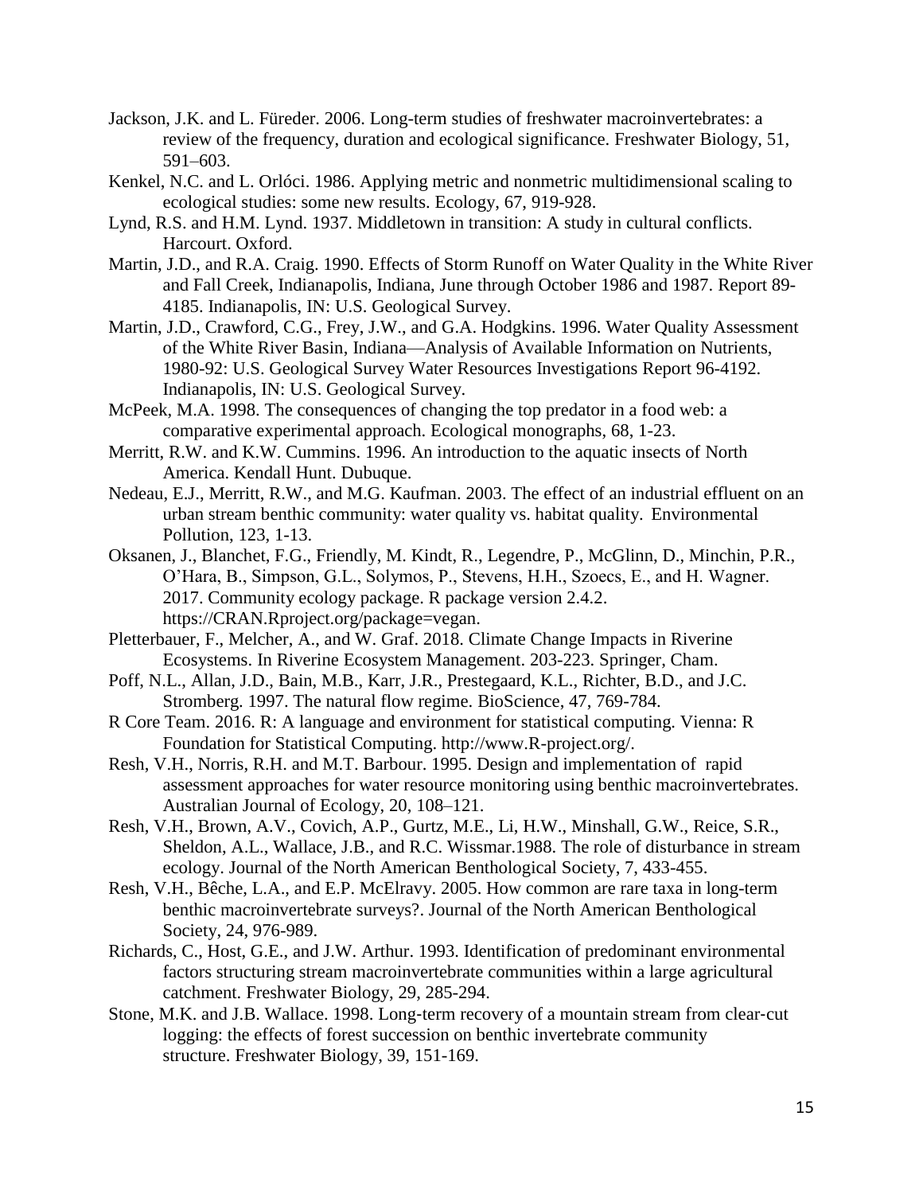Jackson, J.K. and L. Füreder. 2006. Long-term studies of freshwater macroinvertebrates: a review of the frequency, duration and ecological significance. Freshwater Biology, 51, 591–603.

Kenkel, N.C. and L. Orlóci. 1986. Applying metric and nonmetric multidimensional scaling to ecological studies: some new results. Ecology, 67, 919-928.

Lynd, R.S. and H.M. Lynd. 1937. Middletown in transition: A study in cultural conflicts. Harcourt. Oxford.

Martin, J.D., and R.A. Craig. 1990. Effects of Storm Runoff on Water Quality in the White River and Fall Creek, Indianapolis, Indiana, June through October 1986 and 1987. Report 89-4185. Indianapolis, IN: U.S. Geological Survey.

Martin, J.D., Crawford, C.G., Frey, J.W., and G.A. Hodgkins. 1996. Water Quality Assessment of the White River Basin, Indiana—Analysis of Available Information on Nutrients, 1980-92: U.S. Geological Survey Water Resources Investigations Report 96-4192. Indianapolis, IN: U.S. Geological Survey.

McPeek, M.A. 1998. The consequences of changing the top predator in a food web: a comparative experimental approach. Ecological monographs, 68, 1-23.

Merritt, R.W. and K.W. Cummins. 1996. An introduction to the aquatic insects of North America. Kendall Hunt. Dubuque.

Nedeau, E.J., Merritt, R.W., and M.G. Kaufman. 2003. The effect of an industrial effluent on an urban stream benthic community: water quality vs. habitat quality. Environmental Pollution, 123, 1-13.

Oksanen, J., Blanchet, F.G., Friendly, M. Kindt, R., Legendre, P., McGlinn, D., Minchin, P.R., O'Hara, B., Simpson, G.L., Solymos, P., Stevens, H.H., Szoecs, E., and H. Wagner. 2017. Community ecology package. R package version 2.4.2. https://CRAN.Rproject.org/package=vegan.

Pletterbauer, F., Melcher, A., and W. Graf. 2018. Climate Change Impacts in Riverine Ecosystems. In Riverine Ecosystem Management. 203-223. Springer, Cham.

Poff, N.L., Allan, J.D., Bain, M.B., Karr, J.R., Prestegaard, K.L., Richter, B.D., and J.C. Stromberg. 1997. The natural flow regime. BioScience, 47, 769-784.

R Core Team. 2016. R: A language and environment for statistical computing. Vienna: R Foundation for Statistical Computing. http://www.R-project.org/.

Resh, V.H., Norris, R.H. and M.T. Barbour. 1995. Design and implementation of rapid assessment approaches for water resource monitoring using benthic macroinvertebrates. Australian Journal of Ecology, 20, 108–121.

Resh, V.H., Brown, A.V., Covich, A.P., Gurtz, M.E., Li, H.W., Minshall, G.W., Reice, S.R., Sheldon, A.L., Wallace, J.B., and R.C. Wissmar.1988. The role of disturbance in stream ecology. Journal of the North American Benthological Society, 7, 433-455.

Resh, V.H., Bêche, L.A., and E.P. McElravy. 2005. How common are rare taxa in long-term benthic macroinvertebrate surveys?. Journal of the North American Benthological Society, 24, 976-989.

Richards, C., Host, G.E., and J.W. Arthur. 1993. Identification of predominant environmental factors structuring stream macroinvertebrate communities within a large agricultural catchment. Freshwater Biology, 29, 285-294.

Stone, M.K. and J.B. Wallace. 1998. Long-term recovery of a mountain stream from clear-cut logging: the effects of forest succession on benthic invertebrate community structure. Freshwater Biology, 39, 151-169.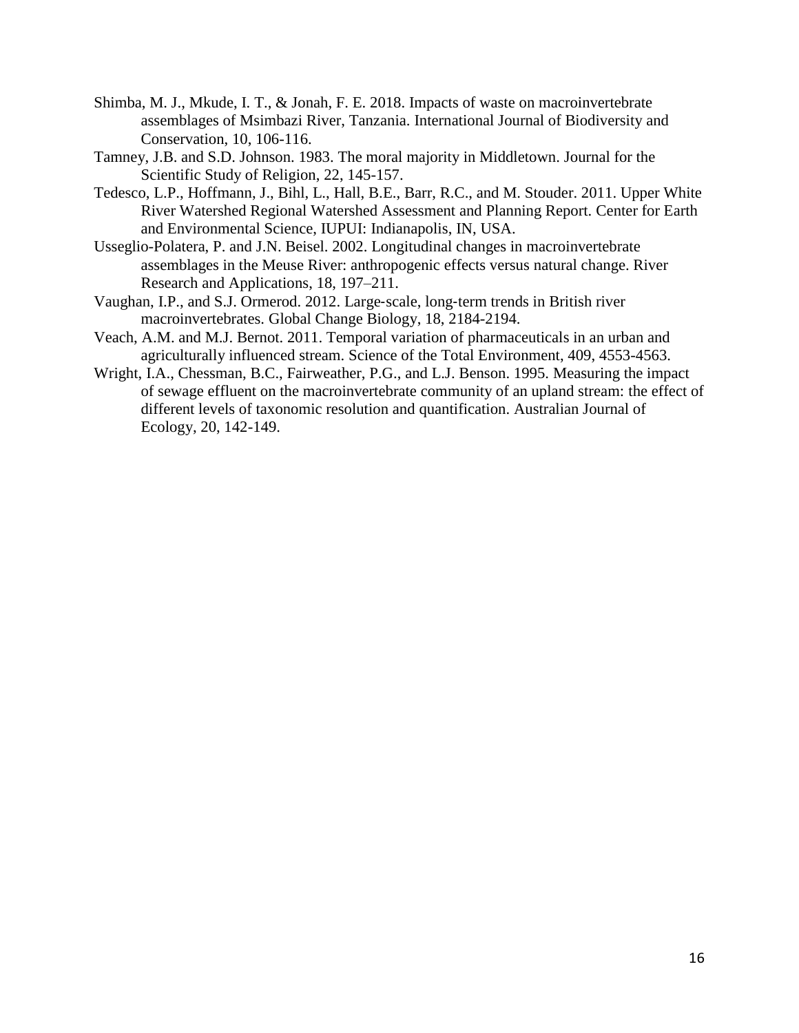Shimba, M. J., Mkude, I. T., & Jonah, F. E. 2018. Impacts of waste on macroinvertebrate assemblages of Msimbazi River, Tanzania. International Journal of Biodiversity and Conservation, 10, 106-116.

Tamney, J.B. and S.D. Johnson. 1983. The moral majority in Middletown. Journal for the Scientific Study of Religion, 22, 145-157.

Tedesco, L.P., Hoffmann, J., Bihl, L., Hall, B.E., Barr, R.C., and M. Stouder. 2011. Upper White River Watershed Regional Watershed Assessment and Planning Report. Center for Earth and Environmental Science, IUPUI: Indianapolis, IN, USA.

Usseglio-Polatera, P. and J.N. Beisel. 2002. Longitudinal changes in macroinvertebrate assemblages in the Meuse River: anthropogenic effects versus natural change. River Research and Applications, 18, 197–211.

Vaughan, I.P., and S.J. Ormerod. 2012. Large-scale, long-term trends in British river macroinvertebrates. Global Change Biology, 18, 2184-2194.

Veach, A.M. and M.J. Bernot. 2011. Temporal variation of pharmaceuticals in an urban and agriculturally influenced stream. Science of the Total Environment, 409, 4553-4563.

Wright, I.A., Chessman, B.C., Fairweather, P.G., and L.J. Benson. 1995. Measuring the impact of sewage effluent on the macroinvertebrate community of an upland stream: the effect of different levels of taxonomic resolution and quantification. Australian Journal of Ecology, 20, 142-149.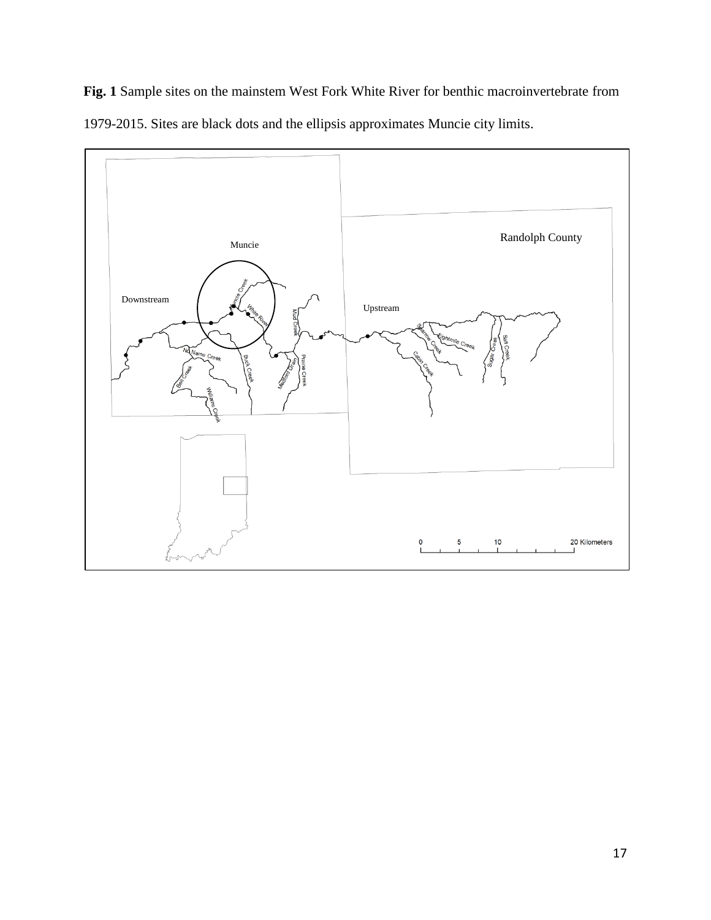**Fig. 1** Sample sites on the mainstem West Fork White River for benthic macroinvertebrate from 1979-2015. Sites are black dots and the ellipsis approximates Muncie city limits.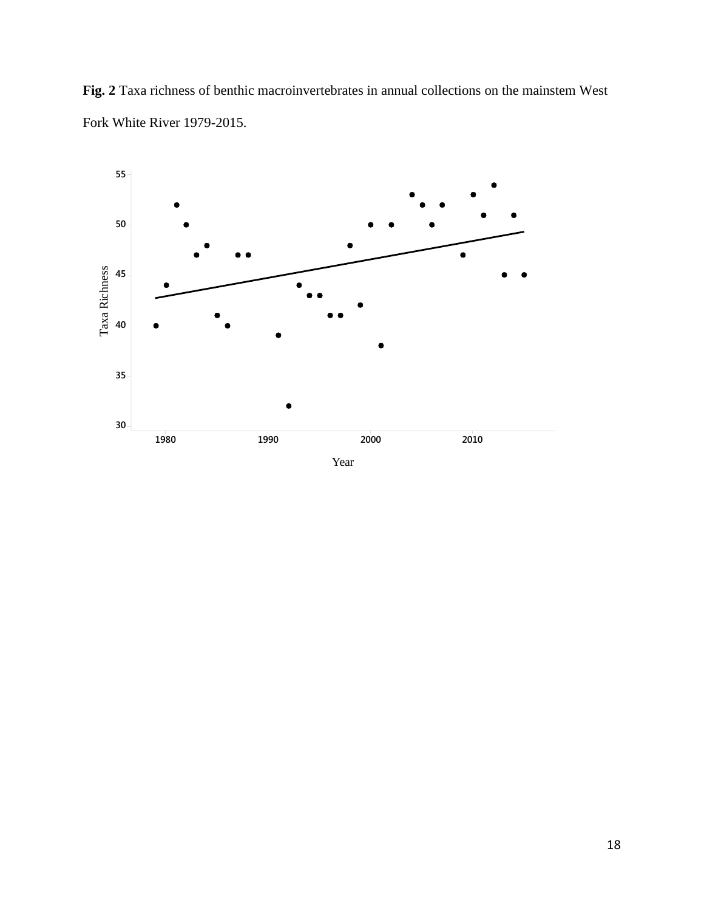**Fig. 2** Taxa richness of benthic macroinvertebrates in annual collections on the mainstem West Fork White River 1979-2015.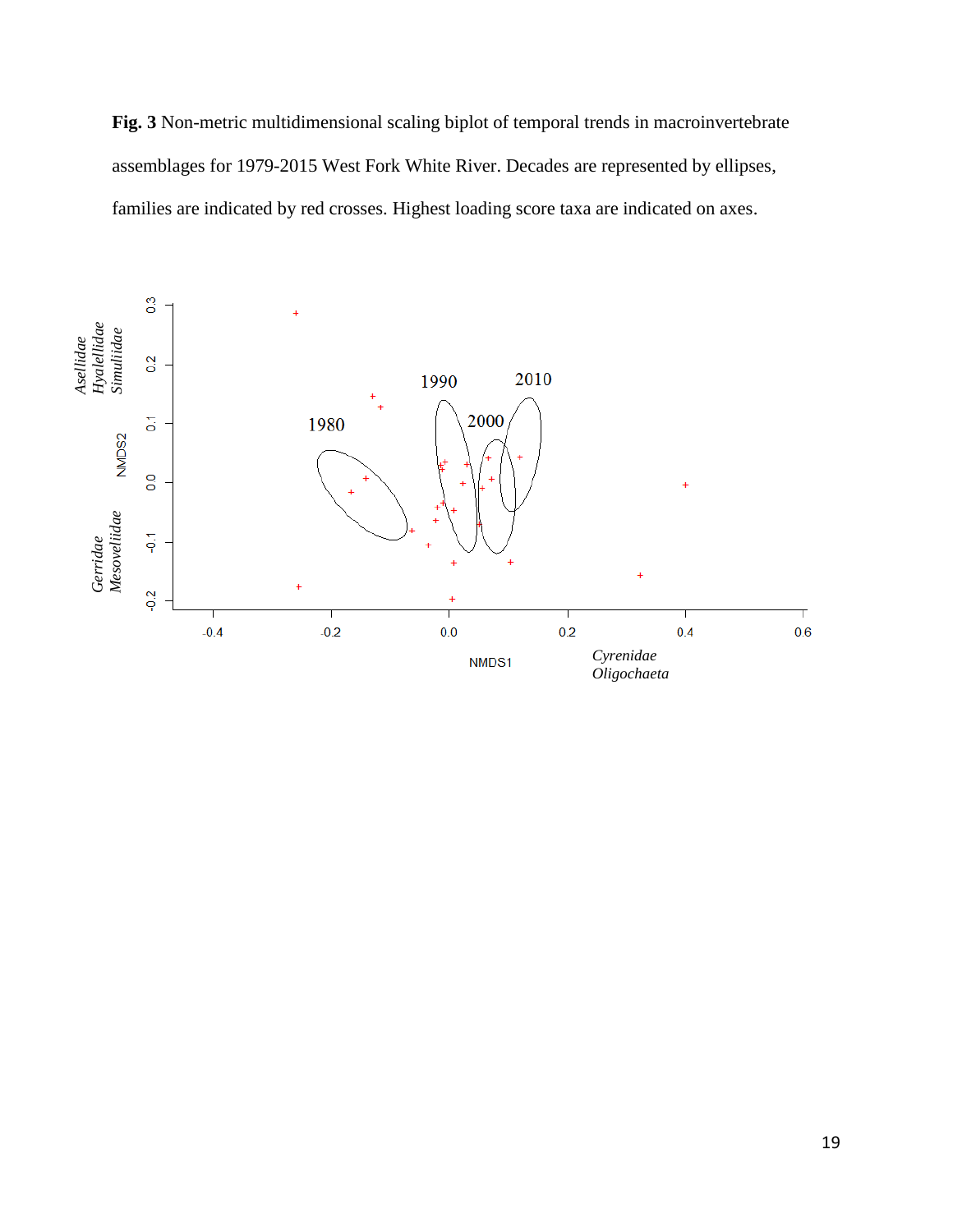**Fig. 3** Non-metric multidimensional scaling biplot of temporal trends in macroinvertebrate assemblages for 1979-2015 West Fork White River. Decades are represented by ellipses, families are indicated by red crosses. Highest loading score taxa are indicated on axes.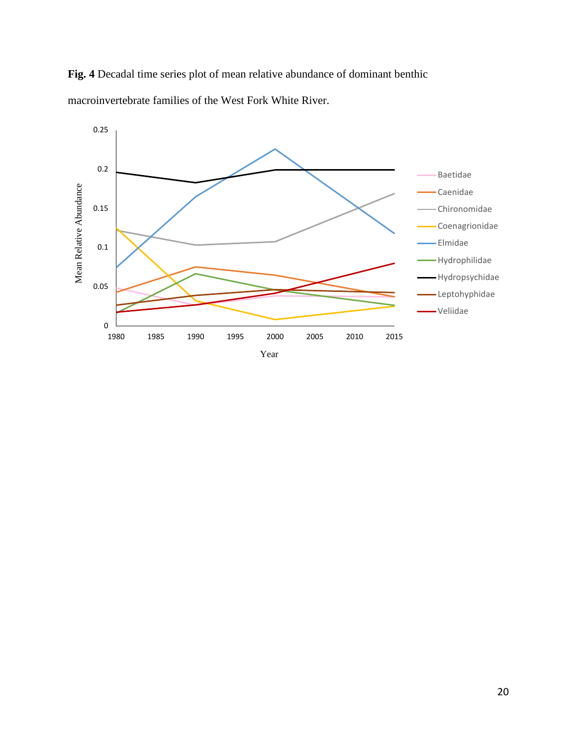**Fig. 4** Decadal time series plot of mean relative abundance of dominant benthic macroinvertebrate families of the West Fork White River.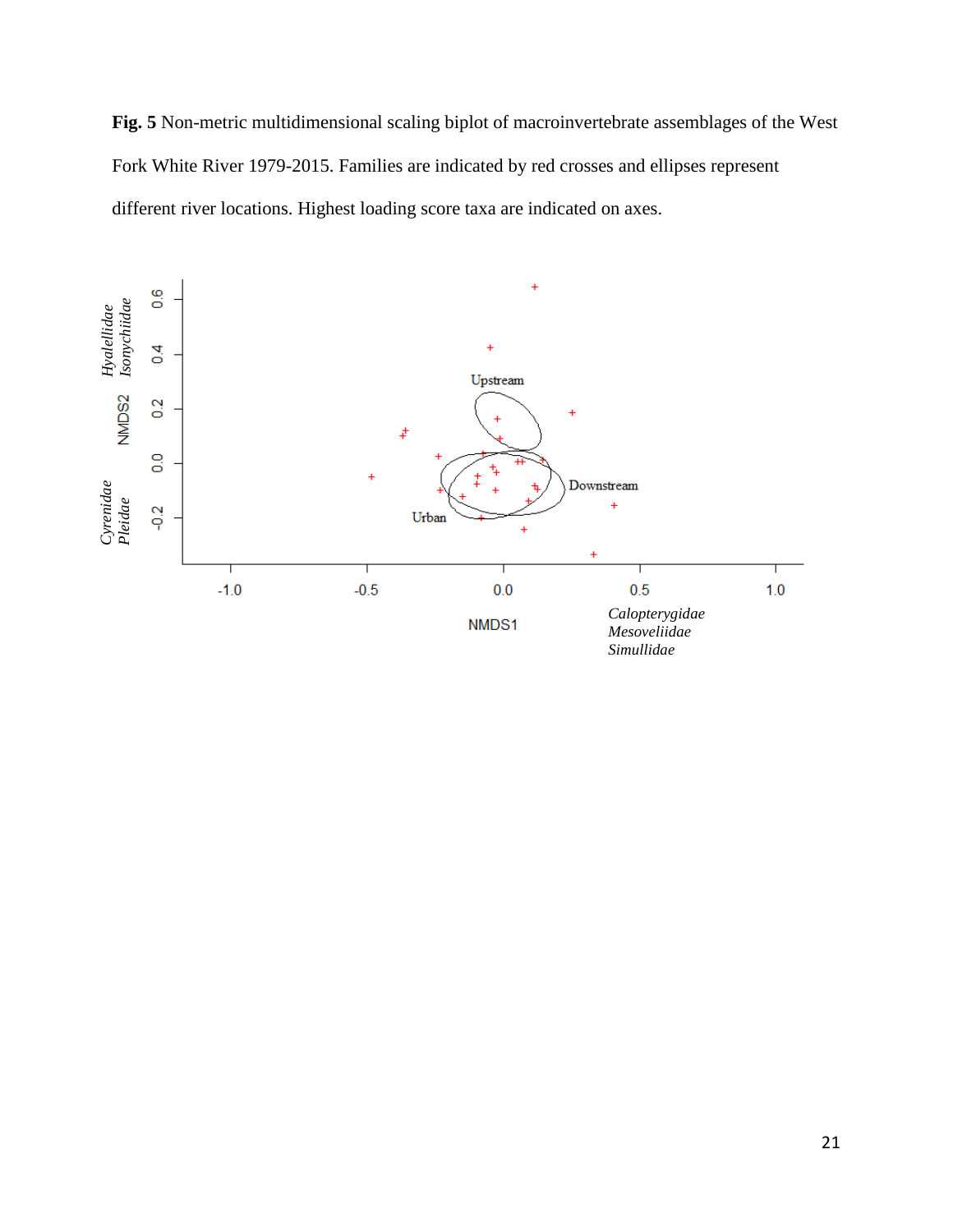**Fig. 5** Non-metric multidimensional scaling biplot of macroinvertebrate assemblages of the West Fork White River 1979-2015. Families are indicated by red crosses and ellipses represent different river locations. Highest loading score taxa are indicated on axes.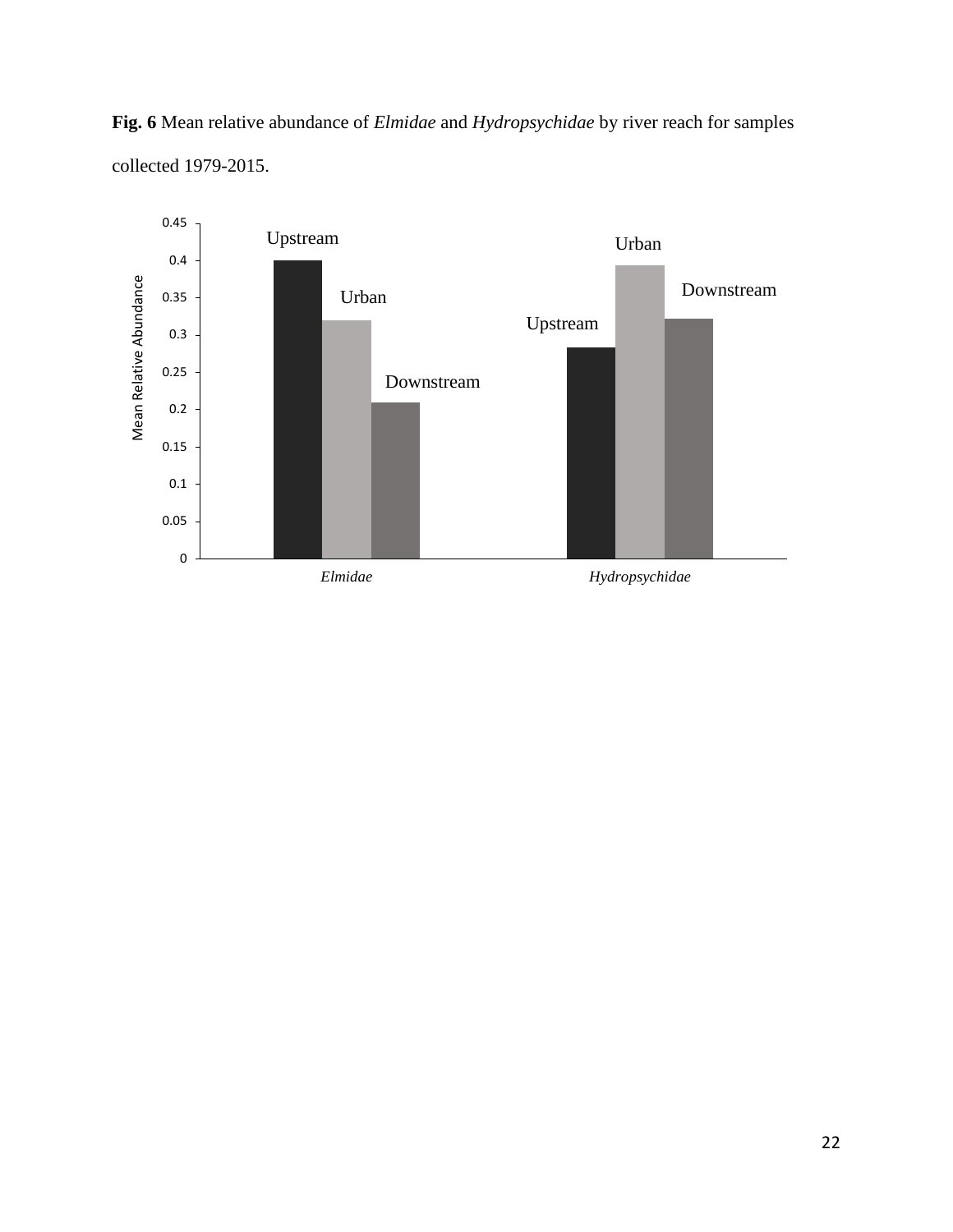**Fig. 6** Mean relative abundance of *Elmidae* and *Hydropsychidae* by river reach for samples collected 1979-2015.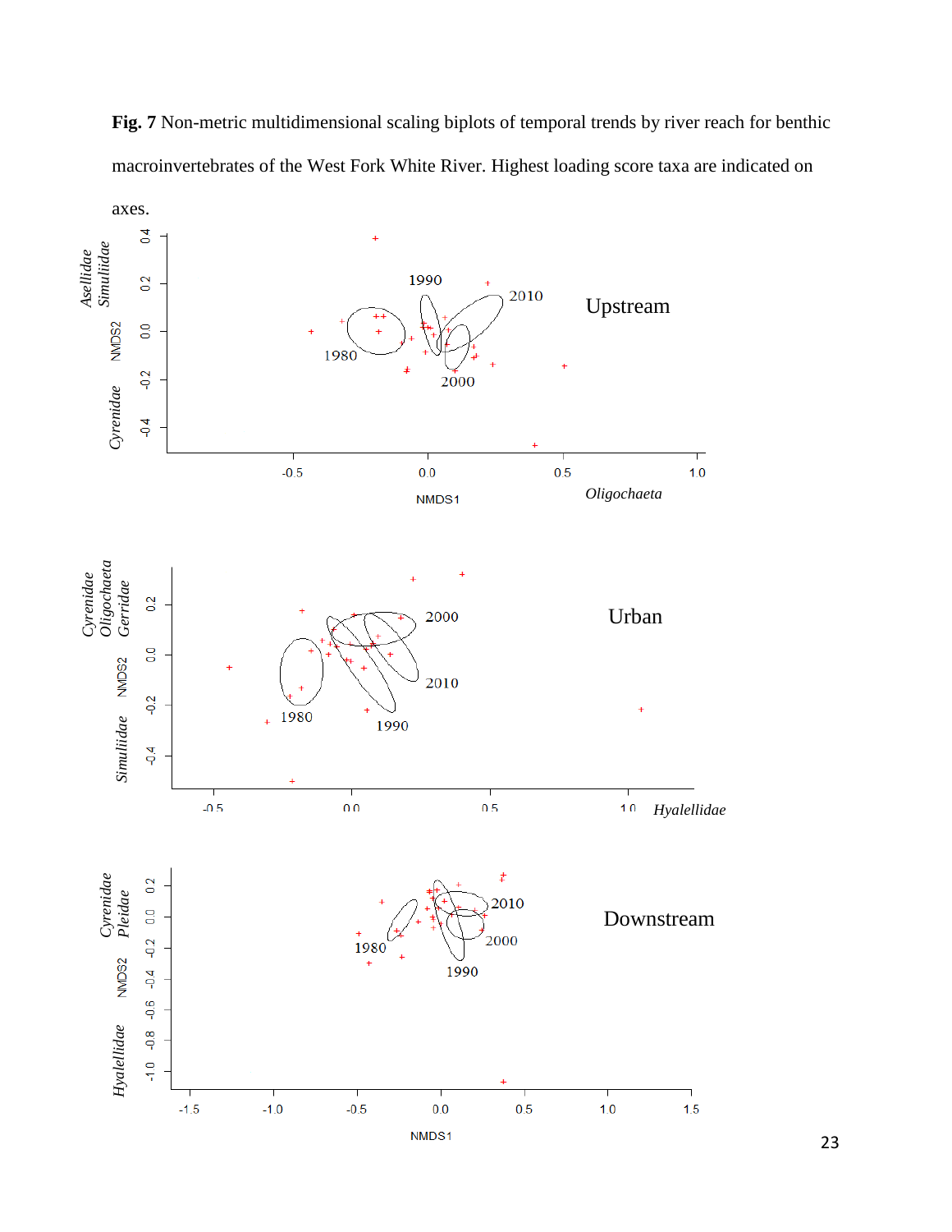**Fig. 7** Non-metric multidimensional scaling biplots of temporal trends by river reach for benthic macroinvertebrates of the West Fork White River. Highest loading score taxa are indicated on axes.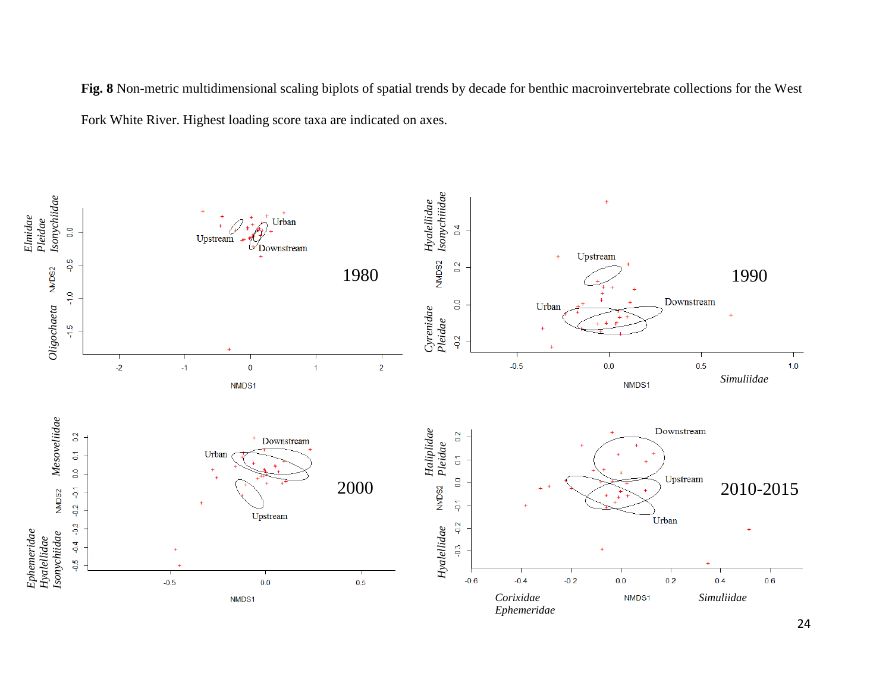**Fig. 8** Non-metric multidimensional scaling biplots of spatial trends by decade for benthic macroinvertebrate collections for the West Fork White River. Highest loading score taxa are indicated on axes.

1980

Elmidae
Pleidae
Isonychiidae

Oligochaeta

NMDS2

0.0
-0.5
-1.0
-1.5

-2
-1
0
1
2

NMDS1

Upstream
Urban
Downstream

1990

Hyalellidae
Isonychiidae

Cyrenidae
Pleidae

NMDS2

0.4
0.2
0.0
-0.2

-0.5
0.0
0.5
1.0

NMDS1

*Simuliidae*

Upstream
Urban
Downstream

2000

Mesoveliidae

Ephemeridae
Hyalellidae
Isonychiidae

NMDS2

0.2
0.1
0.0
-0.1
-0.2
-0.3
-0.4
-0.5

-0.5
0.0
0.5

NMDS1

Downstream
Urban
Upstream

2010-2015

Haliplidae
Pleidae

Hyalellidae

NMDS2

0.2
0.1
0.0
-0.1
-0.2
-0.3

-0.6
-0.4
-0.2
0.0
0.2
0.4
0.6

NMDS1

*Corixidae*
*Ephemeridae*

*Simuliidae*

Downstream
Upstream
Urban